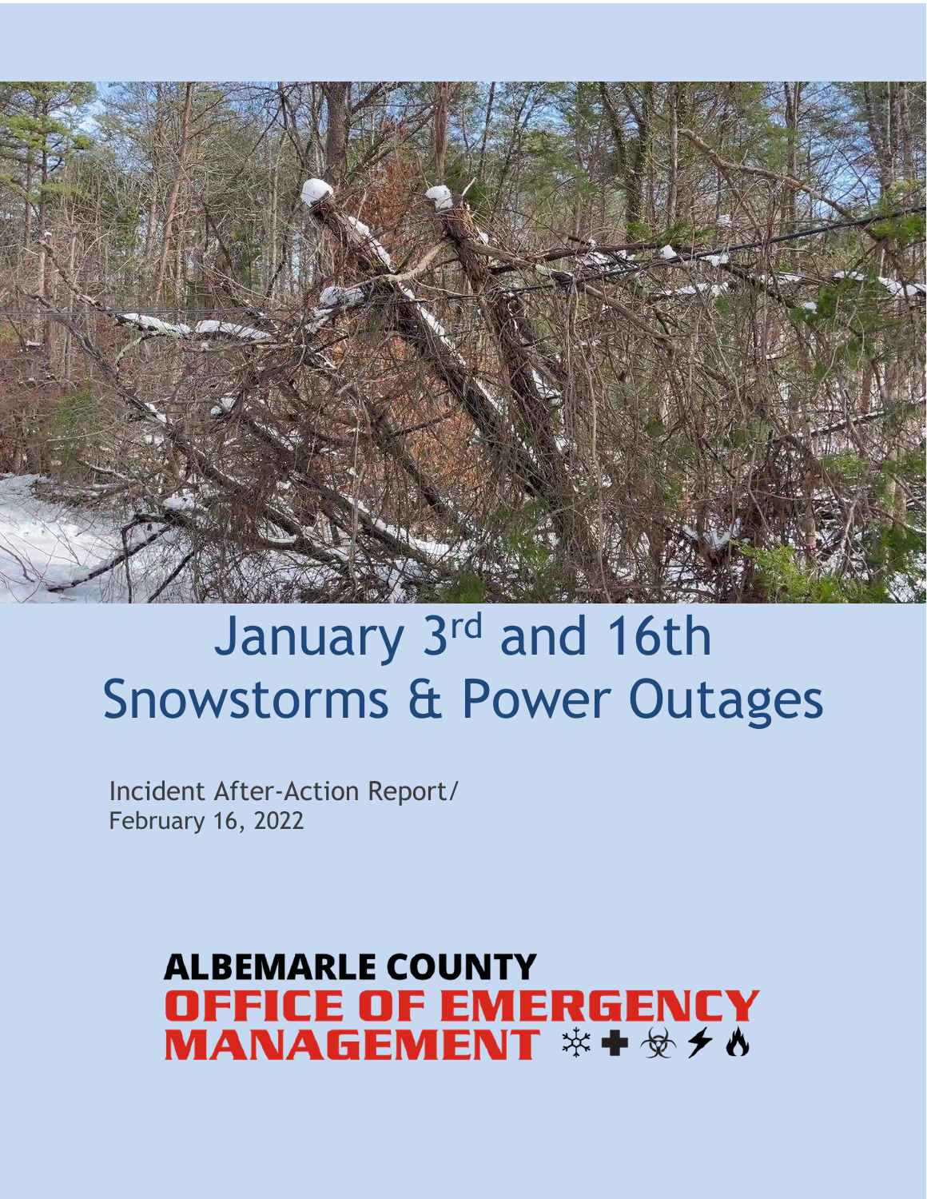# January 3rd and 16th Snowstorms & Power Outages

Incident After-Action Report/
February 16, 2022

**ALBEMARLE COUNTY**
**OFFICE OF EMERGENCY MANAGEMENT**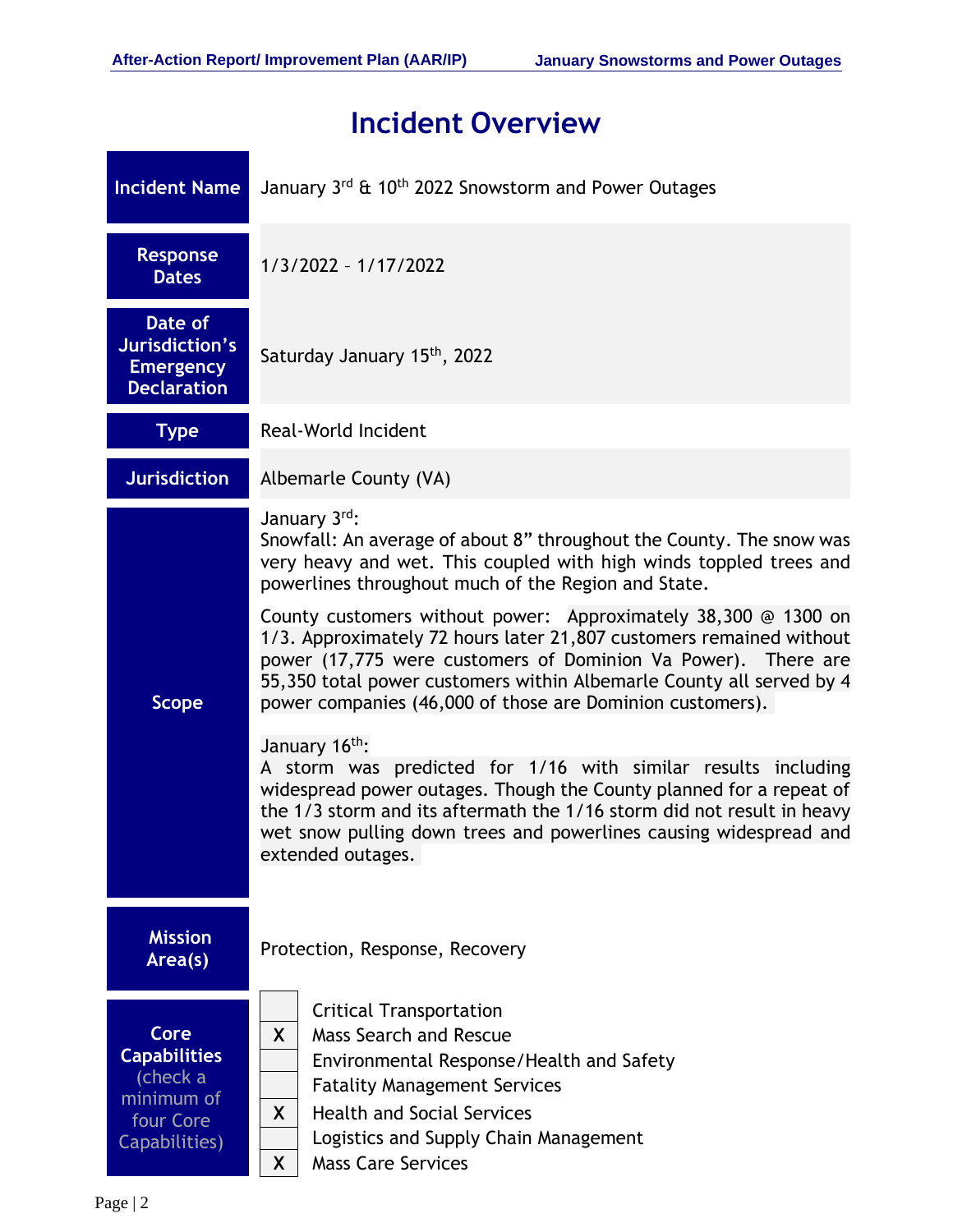# Incident Overview

| | |
|---|---|
| **Incident Name** | January 3rd & 10th 2022 Snowstorm and Power Outages |
| **Response Dates** | 1/3/2022 – 1/17/2022 |
| **Date of Jurisdiction's Emergency Declaration** | Saturday January 15th, 2022 |
| **Type** | Real-World Incident |
| **Jurisdiction** | Albemarle County (VA) |
| **Scope** | January 3rd:<br>Snowfall: An average of about 8" throughout the County. The snow was very heavy and wet. This coupled with high winds toppled trees and powerlines throughout much of the Region and State.<br><br>County customers without power: Approximately 38,300 @ 1300 on 1/3. Approximately 72 hours later 21,807 customers remained without power (17,775 were customers of Dominion Va Power). There are 55,350 total power customers within Albemarle County all served by 4 power companies (46,000 of those are Dominion customers).<br><br>January 16th:<br>A storm was predicted for 1/16 with similar results including widespread power outages. Though the County planned for a repeat of the 1/3 storm and its aftermath the 1/16 storm did not result in heavy wet snow pulling down trees and powerlines causing widespread and extended outages. |
| **Mission Area(s)** | Protection, Response, Recovery |
| **Core Capabilities** (check a minimum of four Core Capabilities) | [ ] Critical Transportation<br>[X] Mass Search and Rescue<br>[ ] Environmental Response/Health and Safety<br>[ ] Fatality Management Services<br>[X] Health and Social Services<br>[ ] Logistics and Supply Chain Management<br>[X] Mass Care Services |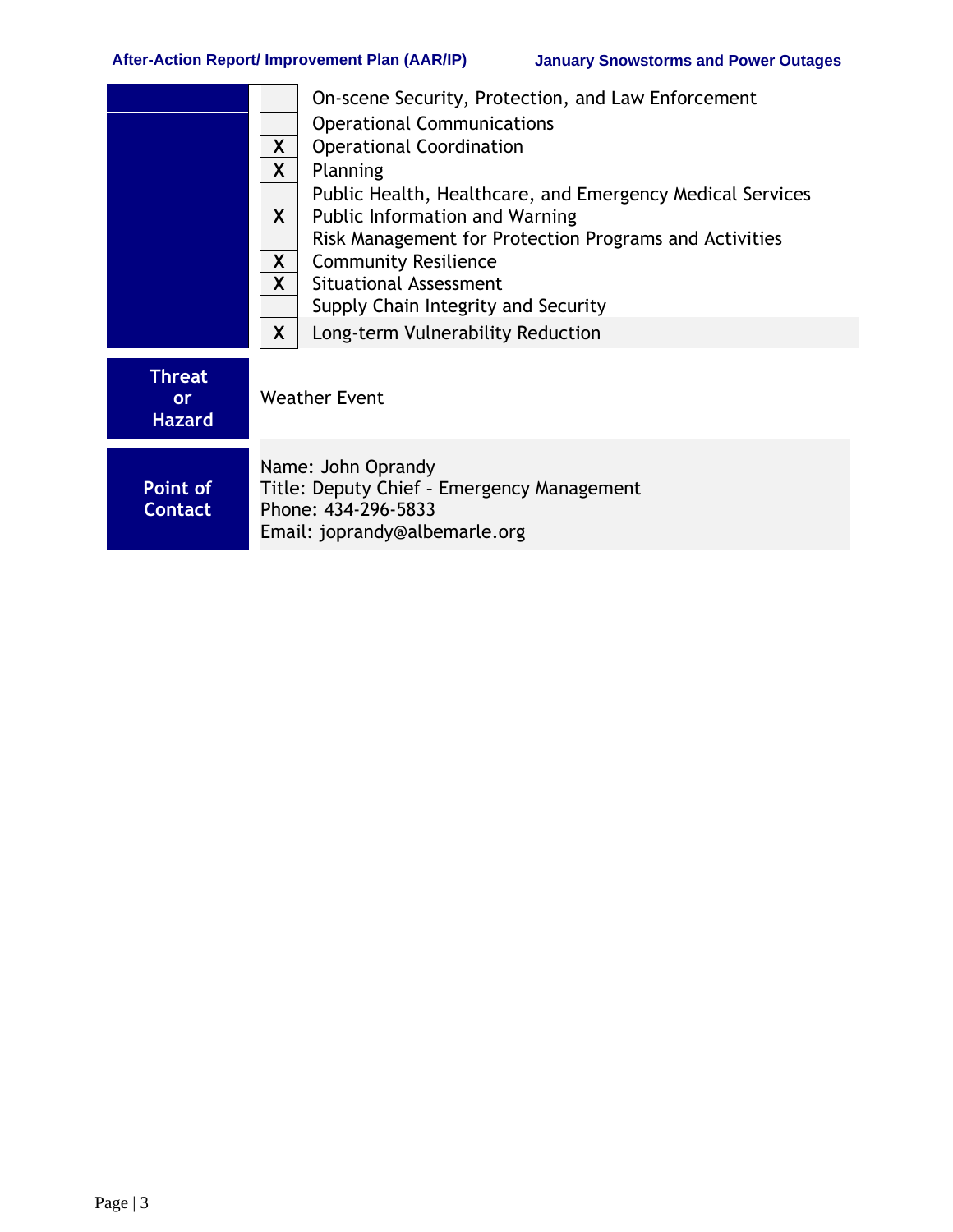| | | |
|---|---|---|
| | | On-scene Security, Protection, and Law Enforcement |
| | | Operational Communications |
| | X | Operational Coordination |
| | X | Planning |
| | | Public Health, Healthcare, and Emergency Medical Services |
| | X | Public Information and Warning |
| | | Risk Management for Protection Programs and Activities |
| | X | Community Resilience |
| | X | Situational Assessment |
| | | Supply Chain Integrity and Security |
| | X | Long-term Vulnerability Reduction |

| | |
|---|---|
| **Threat or Hazard** | Weather Event |
| **Point of Contact** | Name: John Oprandy<br>Title: Deputy Chief – Emergency Management<br>Phone: 434-296-5833<br>Email: joprandy@albemarle.org |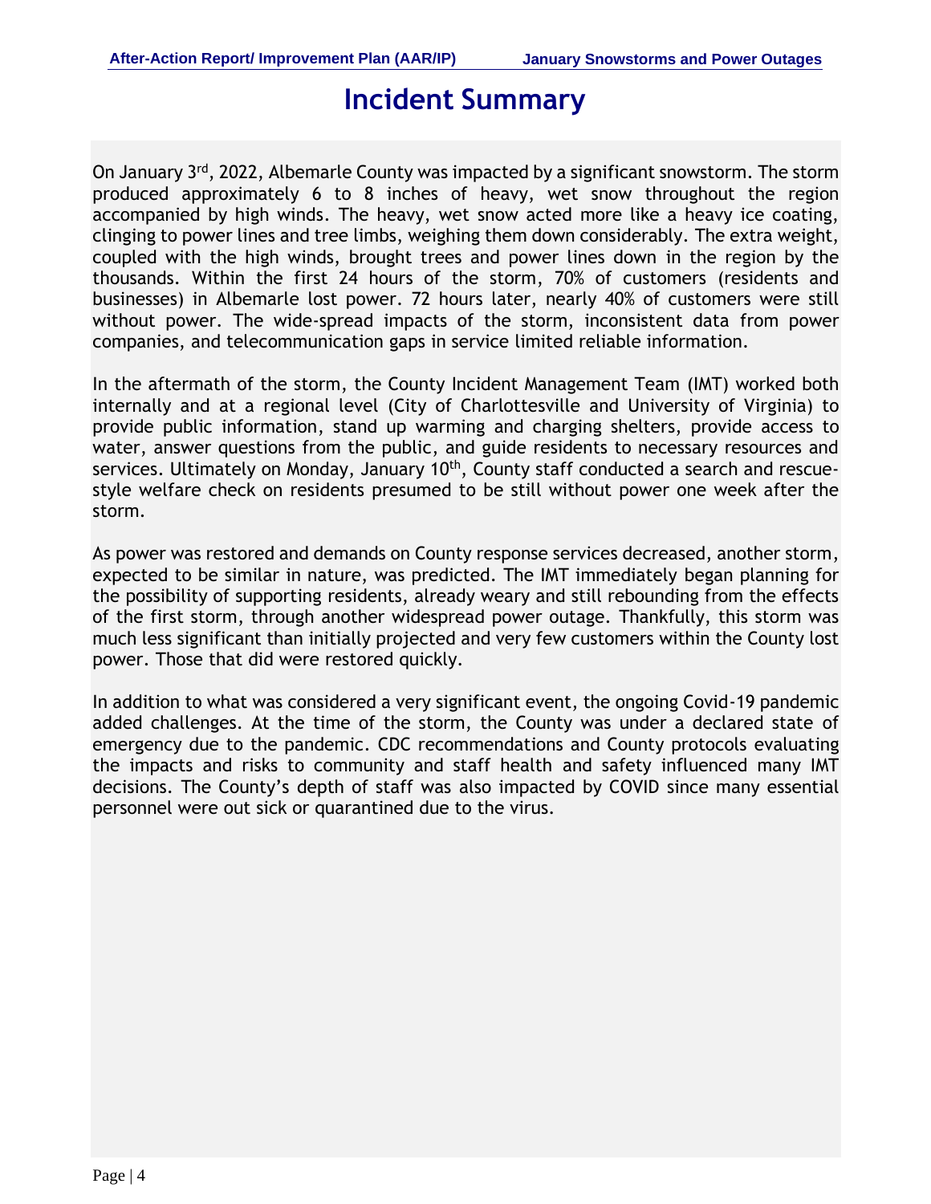# Incident Summary

On January 3rd, 2022, Albemarle County was impacted by a significant snowstorm. The storm produced approximately 6 to 8 inches of heavy, wet snow throughout the region accompanied by high winds. The heavy, wet snow acted more like a heavy ice coating, clinging to power lines and tree limbs, weighing them down considerably. The extra weight, coupled with the high winds, brought trees and power lines down in the region by the thousands. Within the first 24 hours of the storm, 70% of customers (residents and businesses) in Albemarle lost power. 72 hours later, nearly 40% of customers were still without power. The wide-spread impacts of the storm, inconsistent data from power companies, and telecommunication gaps in service limited reliable information.

In the aftermath of the storm, the County Incident Management Team (IMT) worked both internally and at a regional level (City of Charlottesville and University of Virginia) to provide public information, stand up warming and charging shelters, provide access to water, answer questions from the public, and guide residents to necessary resources and services. Ultimately on Monday, January 10th, County staff conducted a search and rescue-style welfare check on residents presumed to be still without power one week after the storm.

As power was restored and demands on County response services decreased, another storm, expected to be similar in nature, was predicted. The IMT immediately began planning for the possibility of supporting residents, already weary and still rebounding from the effects of the first storm, through another widespread power outage. Thankfully, this storm was much less significant than initially projected and very few customers within the County lost power. Those that did were restored quickly.

In addition to what was considered a very significant event, the ongoing Covid-19 pandemic added challenges. At the time of the storm, the County was under a declared state of emergency due to the pandemic. CDC recommendations and County protocols evaluating the impacts and risks to community and staff health and safety influenced many IMT decisions. The County's depth of staff was also impacted by COVID since many essential personnel were out sick or quarantined due to the virus.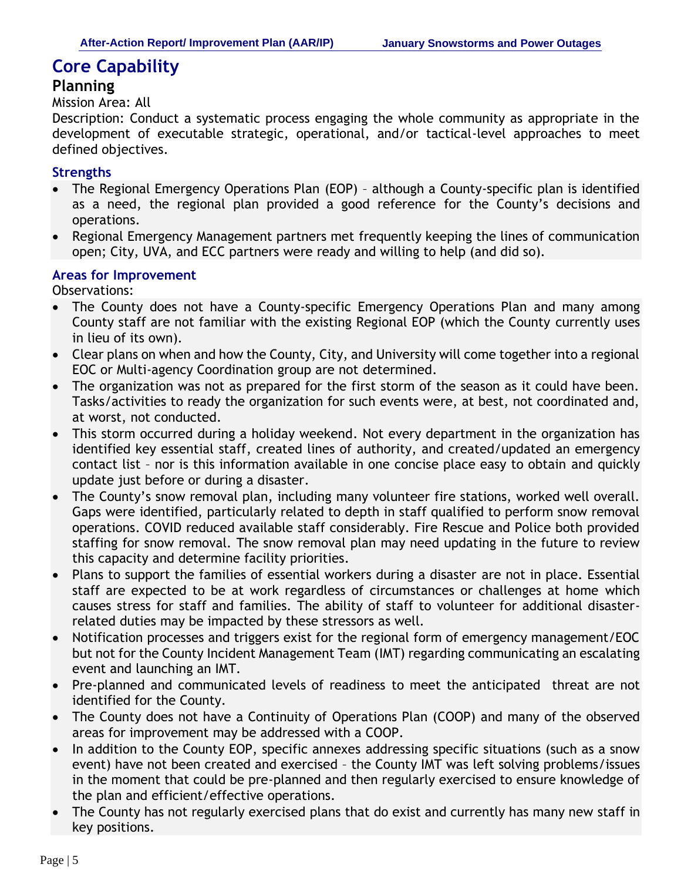# Core Capability

## Planning

Mission Area: All

Description: Conduct a systematic process engaging the whole community as appropriate in the development of executable strategic, operational, and/or tactical-level approaches to meet defined objectives.

### Strengths

- The Regional Emergency Operations Plan (EOP) – although a County-specific plan is identified as a need, the regional plan provided a good reference for the County's decisions and operations.
- Regional Emergency Management partners met frequently keeping the lines of communication open; City, UVA, and ECC partners were ready and willing to help (and did so).

### Areas for Improvement

Observations:

- The County does not have a County-specific Emergency Operations Plan and many among County staff are not familiar with the existing Regional EOP (which the County currently uses in lieu of its own).
- Clear plans on when and how the County, City, and University will come together into a regional EOC or Multi-agency Coordination group are not determined.
- The organization was not as prepared for the first storm of the season as it could have been. Tasks/activities to ready the organization for such events were, at best, not coordinated and, at worst, not conducted.
- This storm occurred during a holiday weekend. Not every department in the organization has identified key essential staff, created lines of authority, and created/updated an emergency contact list – nor is this information available in one concise place easy to obtain and quickly update just before or during a disaster.
- The County's snow removal plan, including many volunteer fire stations, worked well overall. Gaps were identified, particularly related to depth in staff qualified to perform snow removal operations. COVID reduced available staff considerably. Fire Rescue and Police both provided staffing for snow removal. The snow removal plan may need updating in the future to review this capacity and determine facility priorities.
- Plans to support the families of essential workers during a disaster are not in place. Essential staff are expected to be at work regardless of circumstances or challenges at home which causes stress for staff and families. The ability of staff to volunteer for additional disaster-related duties may be impacted by these stressors as well.
- Notification processes and triggers exist for the regional form of emergency management/EOC but not for the County Incident Management Team (IMT) regarding communicating an escalating event and launching an IMT.
- Pre-planned and communicated levels of readiness to meet the anticipated threat are not identified for the County.
- The County does not have a Continuity of Operations Plan (COOP) and many of the observed areas for improvement may be addressed with a COOP.
- In addition to the County EOP, specific annexes addressing specific situations (such as a snow event) have not been created and exercised – the County IMT was left solving problems/issues in the moment that could be pre-planned and then regularly exercised to ensure knowledge of the plan and efficient/effective operations.
- The County has not regularly exercised plans that do exist and currently has many new staff in key positions.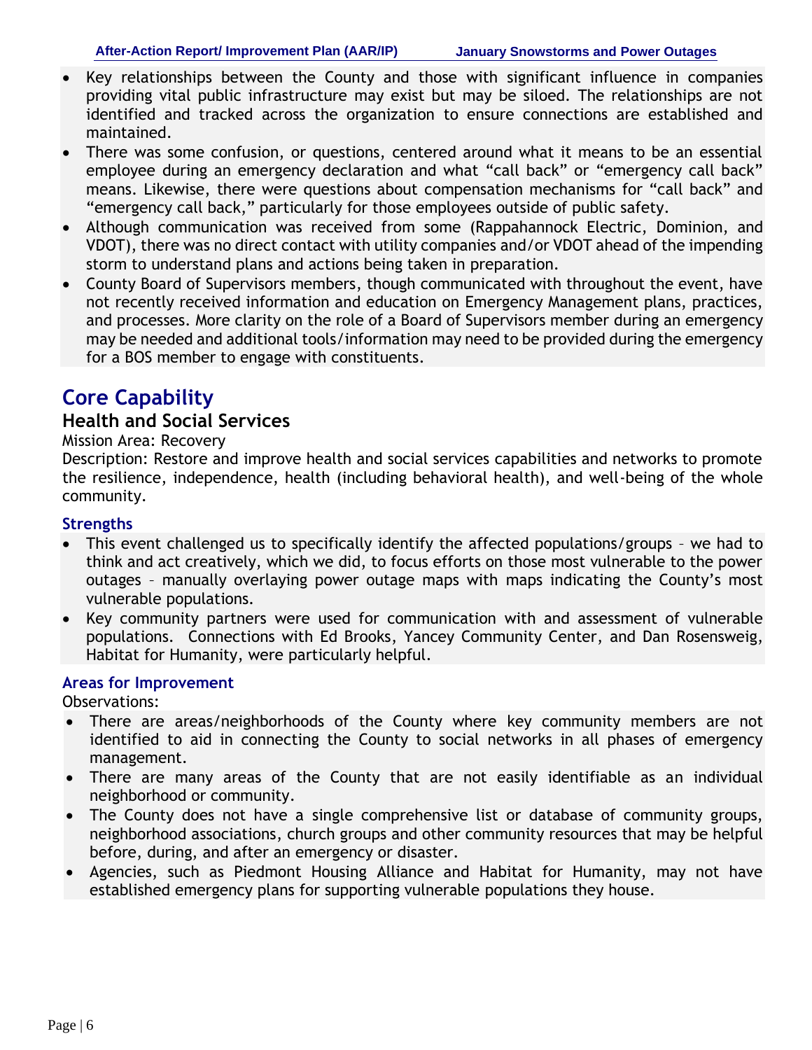- Key relationships between the County and those with significant influence in companies providing vital public infrastructure may exist but may be siloed. The relationships are not identified and tracked across the organization to ensure connections are established and maintained.
- There was some confusion, or questions, centered around what it means to be an essential employee during an emergency declaration and what "call back" or "emergency call back" means. Likewise, there were questions about compensation mechanisms for "call back" and "emergency call back," particularly for those employees outside of public safety.
- Although communication was received from some (Rappahannock Electric, Dominion, and VDOT), there was no direct contact with utility companies and/or VDOT ahead of the impending storm to understand plans and actions being taken in preparation.
- County Board of Supervisors members, though communicated with throughout the event, have not recently received information and education on Emergency Management plans, practices, and processes. More clarity on the role of a Board of Supervisors member during an emergency may be needed and additional tools/information may need to be provided during the emergency for a BOS member to engage with constituents.

# Core Capability

## Health and Social Services

Mission Area: Recovery

Description: Restore and improve health and social services capabilities and networks to promote the resilience, independence, health (including behavioral health), and well-being of the whole community.

### Strengths

- This event challenged us to specifically identify the affected populations/groups – we had to think and act creatively, which we did, to focus efforts on those most vulnerable to the power outages – manually overlaying power outage maps with maps indicating the County's most vulnerable populations.
- Key community partners were used for communication with and assessment of vulnerable populations. Connections with Ed Brooks, Yancey Community Center, and Dan Rosensweig, Habitat for Humanity, were particularly helpful.

### Areas for Improvement

Observations:

- There are areas/neighborhoods of the County where key community members are not identified to aid in connecting the County to social networks in all phases of emergency management.
- There are many areas of the County that are not easily identifiable as an individual neighborhood or community.
- The County does not have a single comprehensive list or database of community groups, neighborhood associations, church groups and other community resources that may be helpful before, during, and after an emergency or disaster.
- Agencies, such as Piedmont Housing Alliance and Habitat for Humanity, may not have established emergency plans for supporting vulnerable populations they house.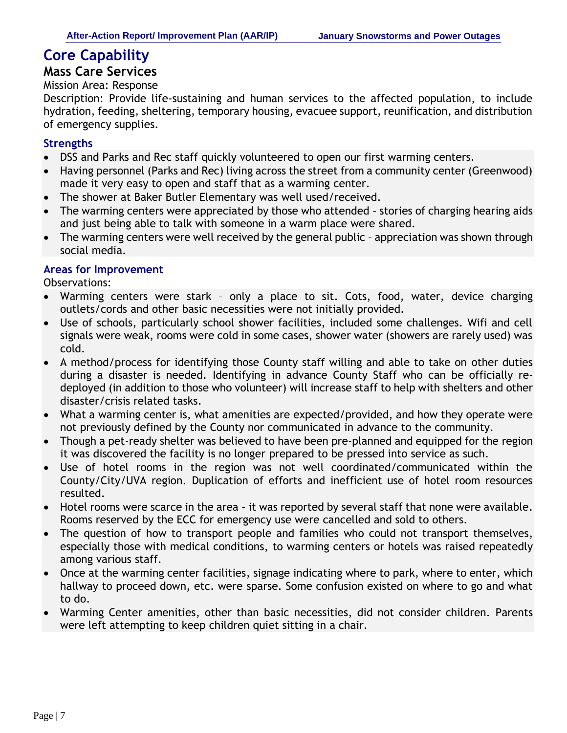# Core Capability

## Mass Care Services

Mission Area: Response

Description: Provide life-sustaining and human services to the affected population, to include hydration, feeding, sheltering, temporary housing, evacuee support, reunification, and distribution of emergency supplies.

### Strengths

- DSS and Parks and Rec staff quickly volunteered to open our first warming centers.
- Having personnel (Parks and Rec) living across the street from a community center (Greenwood) made it very easy to open and staff that as a warming center.
- The shower at Baker Butler Elementary was well used/received.
- The warming centers were appreciated by those who attended – stories of charging hearing aids and just being able to talk with someone in a warm place were shared.
- The warming centers were well received by the general public – appreciation was shown through social media.

### Areas for Improvement

Observations:

- Warming centers were stark – only a place to sit. Cots, food, water, device charging outlets/cords and other basic necessities were not initially provided.
- Use of schools, particularly school shower facilities, included some challenges. Wifi and cell signals were weak, rooms were cold in some cases, shower water (showers are rarely used) was cold.
- A method/process for identifying those County staff willing and able to take on other duties during a disaster is needed. Identifying in advance County Staff who can be officially re-deployed (in addition to those who volunteer) will increase staff to help with shelters and other disaster/crisis related tasks.
- What a warming center is, what amenities are expected/provided, and how they operate were not previously defined by the County nor communicated in advance to the community.
- Though a pet-ready shelter was believed to have been pre-planned and equipped for the region it was discovered the facility is no longer prepared to be pressed into service as such.
- Use of hotel rooms in the region was not well coordinated/communicated within the County/City/UVA region. Duplication of efforts and inefficient use of hotel room resources resulted.
- Hotel rooms were scarce in the area – it was reported by several staff that none were available. Rooms reserved by the ECC for emergency use were cancelled and sold to others.
- The question of how to transport people and families who could not transport themselves, especially those with medical conditions, to warming centers or hotels was raised repeatedly among various staff.
- Once at the warming center facilities, signage indicating where to park, where to enter, which hallway to proceed down, etc. were sparse. Some confusion existed on where to go and what to do.
- Warming Center amenities, other than basic necessities, did not consider children. Parents were left attempting to keep children quiet sitting in a chair.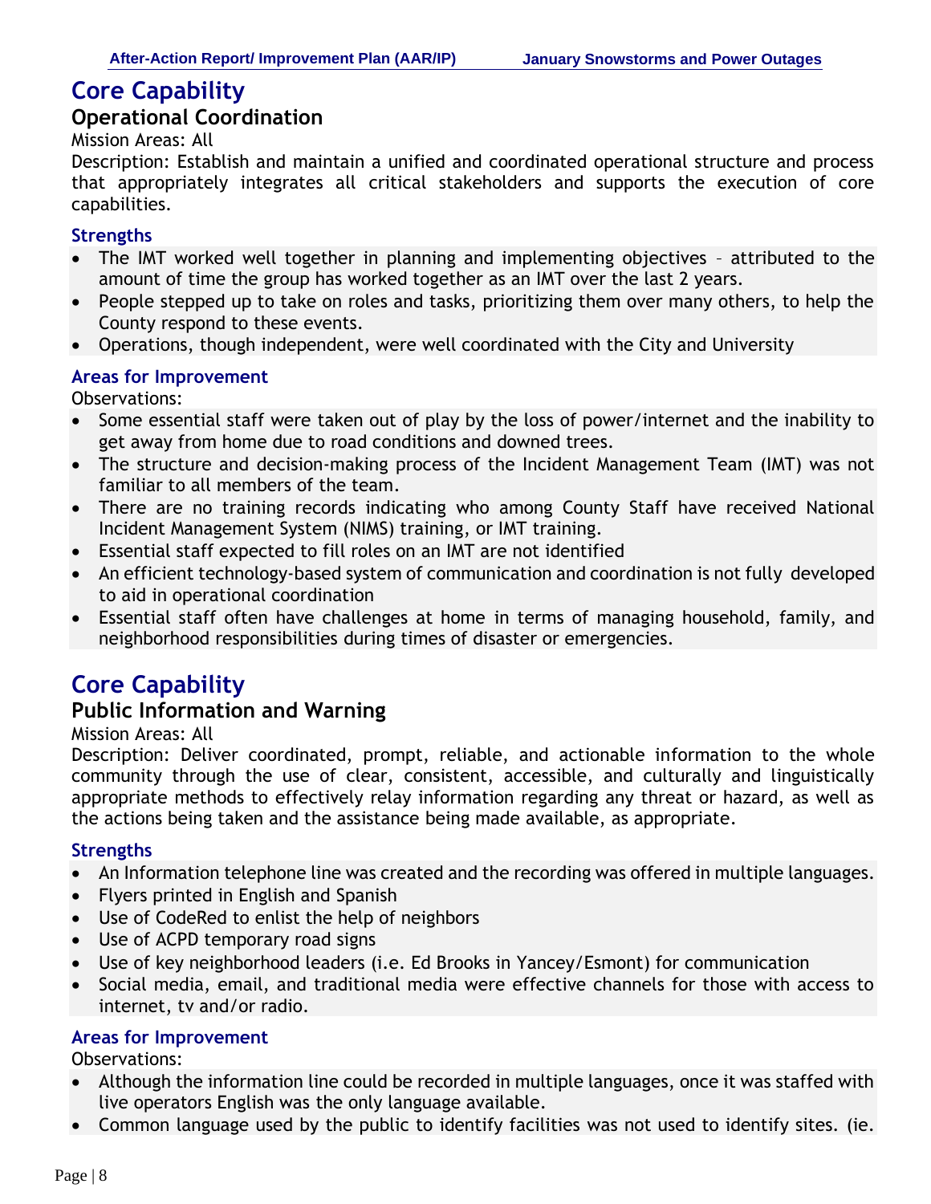# Core Capability

## Operational Coordination

Mission Areas: All

Description: Establish and maintain a unified and coordinated operational structure and process that appropriately integrates all critical stakeholders and supports the execution of core capabilities.

### Strengths

- The IMT worked well together in planning and implementing objectives – attributed to the amount of time the group has worked together as an IMT over the last 2 years.
- People stepped up to take on roles and tasks, prioritizing them over many others, to help the County respond to these events.
- Operations, though independent, were well coordinated with the City and University

### Areas for Improvement

Observations:

- Some essential staff were taken out of play by the loss of power/internet and the inability to get away from home due to road conditions and downed trees.
- The structure and decision-making process of the Incident Management Team (IMT) was not familiar to all members of the team.
- There are no training records indicating who among County Staff have received National Incident Management System (NIMS) training, or IMT training.
- Essential staff expected to fill roles on an IMT are not identified
- An efficient technology-based system of communication and coordination is not fully developed to aid in operational coordination
- Essential staff often have challenges at home in terms of managing household, family, and neighborhood responsibilities during times of disaster or emergencies.

# Core Capability

## Public Information and Warning

Mission Areas: All

Description: Deliver coordinated, prompt, reliable, and actionable information to the whole community through the use of clear, consistent, accessible, and culturally and linguistically appropriate methods to effectively relay information regarding any threat or hazard, as well as the actions being taken and the assistance being made available, as appropriate.

### Strengths

- An Information telephone line was created and the recording was offered in multiple languages.
- Flyers printed in English and Spanish
- Use of CodeRed to enlist the help of neighbors
- Use of ACPD temporary road signs
- Use of key neighborhood leaders (i.e. Ed Brooks in Yancey/Esmont) for communication
- Social media, email, and traditional media were effective channels for those with access to internet, tv and/or radio.

### Areas for Improvement

Observations:

- Although the information line could be recorded in multiple languages, once it was staffed with live operators English was the only language available.
- Common language used by the public to identify facilities was not used to identify sites. (ie.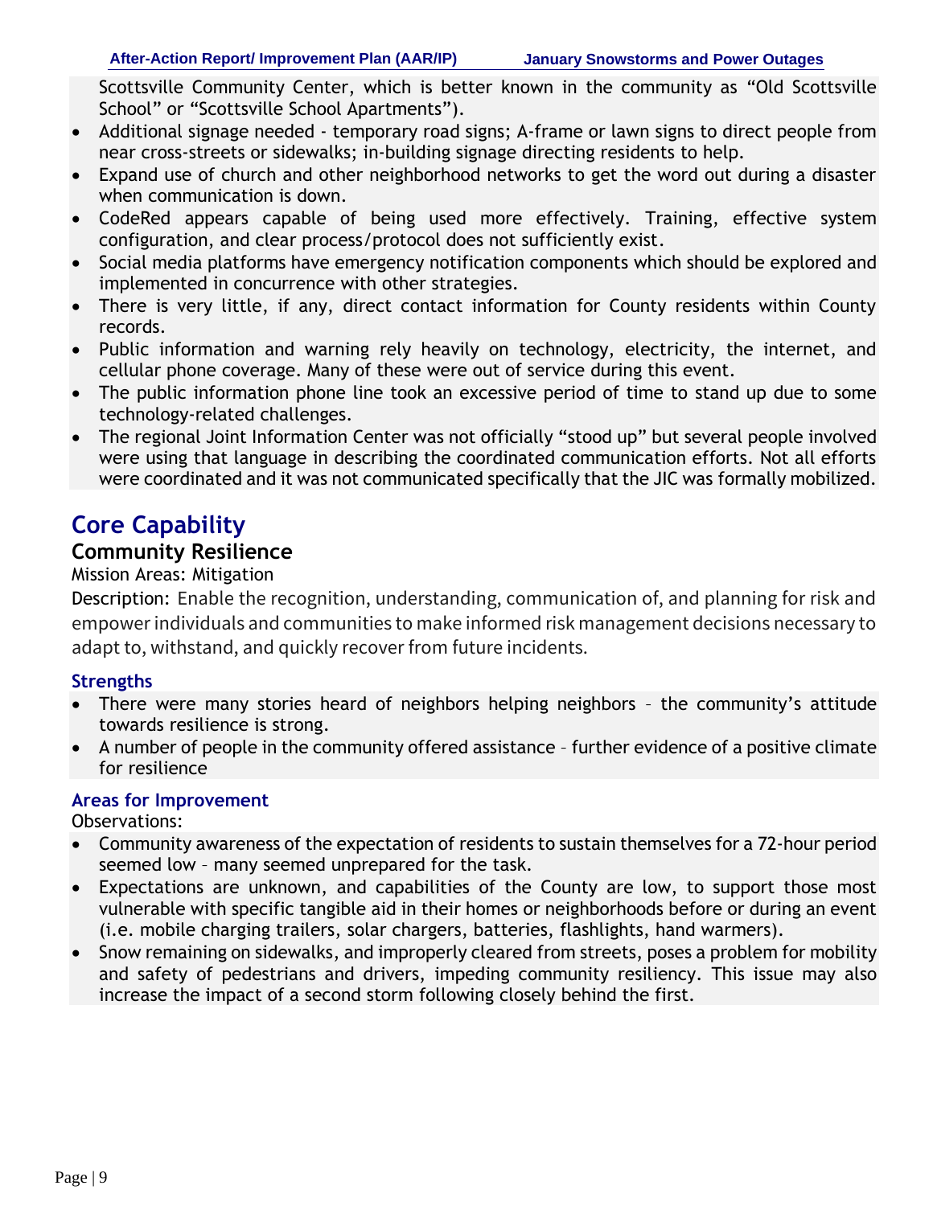Scottsville Community Center, which is better known in the community as “Old Scottsville School” or “Scottsville School Apartments”).

- Additional signage needed - temporary road signs; A-frame or lawn signs to direct people from near cross-streets or sidewalks; in-building signage directing residents to help.
- Expand use of church and other neighborhood networks to get the word out during a disaster when communication is down.
- CodeRed appears capable of being used more effectively. Training, effective system configuration, and clear process/protocol does not sufficiently exist.
- Social media platforms have emergency notification components which should be explored and implemented in concurrence with other strategies.
- There is very little, if any, direct contact information for County residents within County records.
- Public information and warning rely heavily on technology, electricity, the internet, and cellular phone coverage. Many of these were out of service during this event.
- The public information phone line took an excessive period of time to stand up due to some technology-related challenges.
- The regional Joint Information Center was not officially “stood up” but several people involved were using that language in describing the coordinated communication efforts. Not all efforts were coordinated and it was not communicated specifically that the JIC was formally mobilized.

## Core Capability

### Community Resilience

Mission Areas: Mitigation

Description: Enable the recognition, understanding, communication of, and planning for risk and empower individuals and communities to make informed risk management decisions necessary to adapt to, withstand, and quickly recover from future incidents.

#### Strengths

- There were many stories heard of neighbors helping neighbors – the community’s attitude towards resilience is strong.
- A number of people in the community offered assistance – further evidence of a positive climate for resilience

#### Areas for Improvement

Observations:

- Community awareness of the expectation of residents to sustain themselves for a 72-hour period seemed low – many seemed unprepared for the task.
- Expectations are unknown, and capabilities of the County are low, to support those most vulnerable with specific tangible aid in their homes or neighborhoods before or during an event (i.e. mobile charging trailers, solar chargers, batteries, flashlights, hand warmers).
- Snow remaining on sidewalks, and improperly cleared from streets, poses a problem for mobility and safety of pedestrians and drivers, impeding community resiliency. This issue may also increase the impact of a second storm following closely behind the first.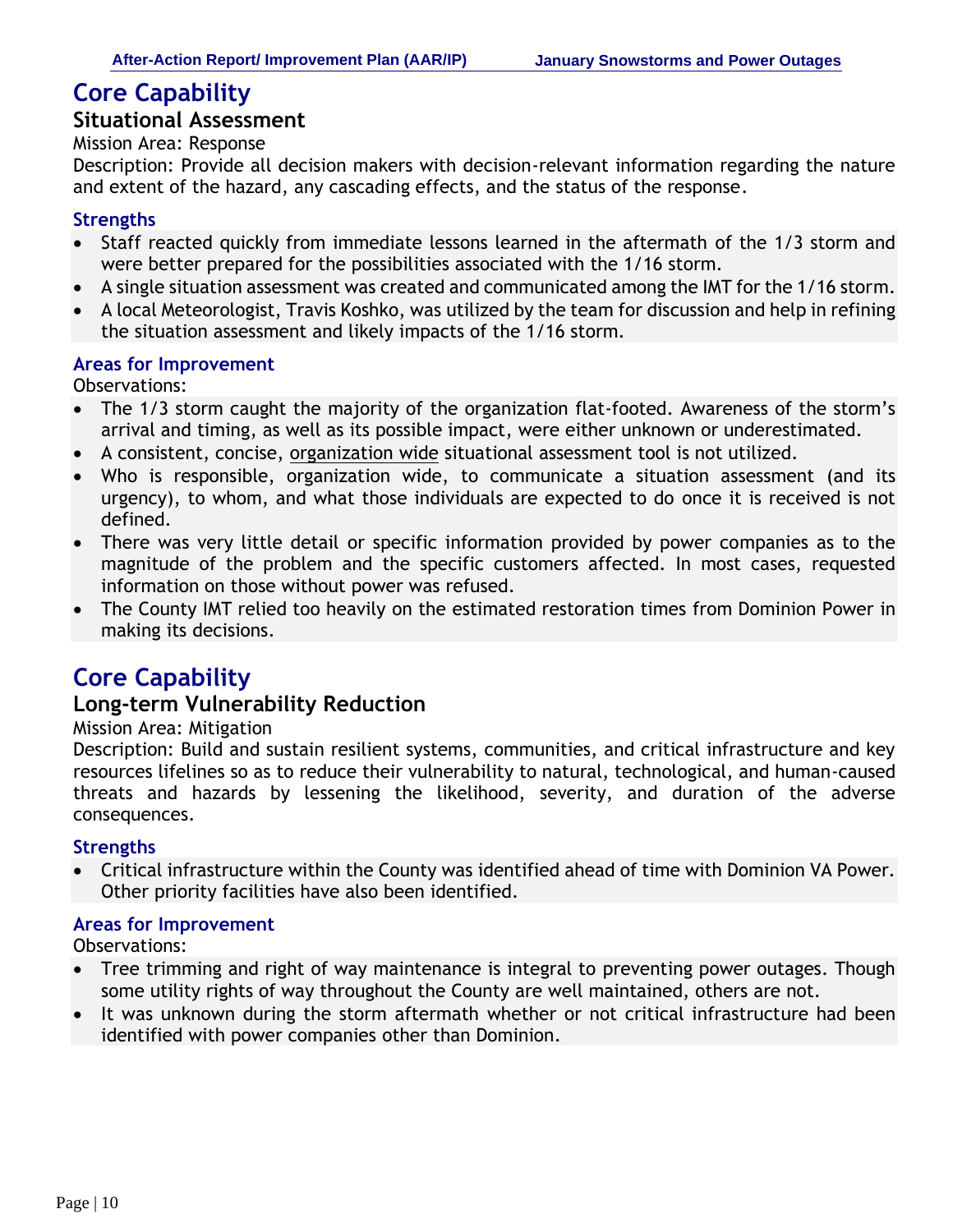# Core Capability

## Situational Assessment

Mission Area: Response

Description: Provide all decision makers with decision-relevant information regarding the nature and extent of the hazard, any cascading effects, and the status of the response.

### Strengths

- Staff reacted quickly from immediate lessons learned in the aftermath of the 1/3 storm and were better prepared for the possibilities associated with the 1/16 storm.
- A single situation assessment was created and communicated among the IMT for the 1/16 storm.
- A local Meteorologist, Travis Koshko, was utilized by the team for discussion and help in refining the situation assessment and likely impacts of the 1/16 storm.

### Areas for Improvement

Observations:

- The 1/3 storm caught the majority of the organization flat-footed. Awareness of the storm's arrival and timing, as well as its possible impact, were either unknown or underestimated.
- A consistent, concise, organization wide situational assessment tool is not utilized.
- Who is responsible, organization wide, to communicate a situation assessment (and its urgency), to whom, and what those individuals are expected to do once it is received is not defined.
- There was very little detail or specific information provided by power companies as to the magnitude of the problem and the specific customers affected. In most cases, requested information on those without power was refused.
- The County IMT relied too heavily on the estimated restoration times from Dominion Power in making its decisions.

# Core Capability

## Long-term Vulnerability Reduction

Mission Area: Mitigation

Description: Build and sustain resilient systems, communities, and critical infrastructure and key resources lifelines so as to reduce their vulnerability to natural, technological, and human-caused threats and hazards by lessening the likelihood, severity, and duration of the adverse consequences.

### Strengths

- Critical infrastructure within the County was identified ahead of time with Dominion VA Power. Other priority facilities have also been identified.

### Areas for Improvement

Observations:

- Tree trimming and right of way maintenance is integral to preventing power outages. Though some utility rights of way throughout the County are well maintained, others are not.
- It was unknown during the storm aftermath whether or not critical infrastructure had been identified with power companies other than Dominion.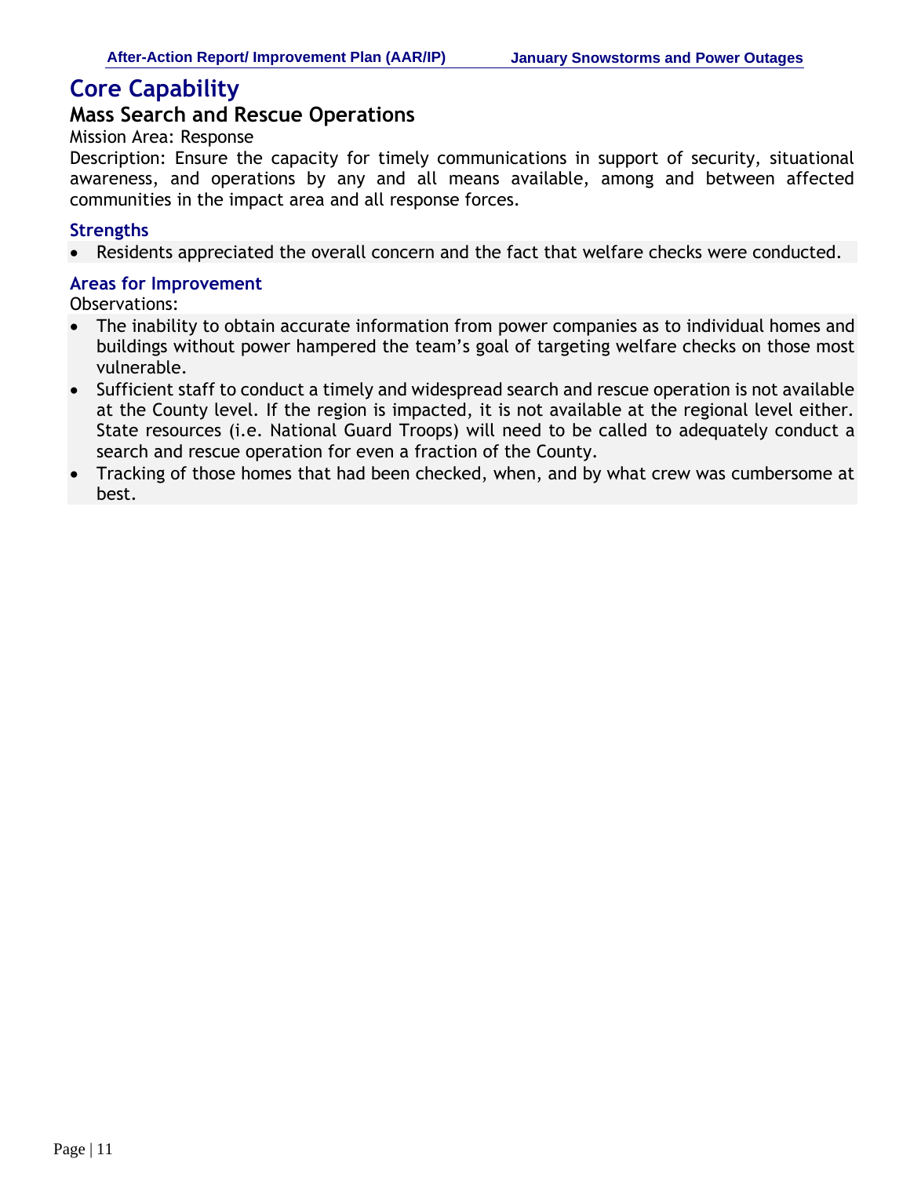# Core Capability

## Mass Search and Rescue Operations

Mission Area: Response

Description: Ensure the capacity for timely communications in support of security, situational awareness, and operations by any and all means available, among and between affected communities in the impact area and all response forces.

### Strengths

- Residents appreciated the overall concern and the fact that welfare checks were conducted.

### Areas for Improvement

Observations:

- The inability to obtain accurate information from power companies as to individual homes and buildings without power hampered the team's goal of targeting welfare checks on those most vulnerable.
- Sufficient staff to conduct a timely and widespread search and rescue operation is not available at the County level. If the region is impacted, it is not available at the regional level either. State resources (i.e. National Guard Troops) will need to be called to adequately conduct a search and rescue operation for even a fraction of the County.
- Tracking of those homes that had been checked, when, and by what crew was cumbersome at best.